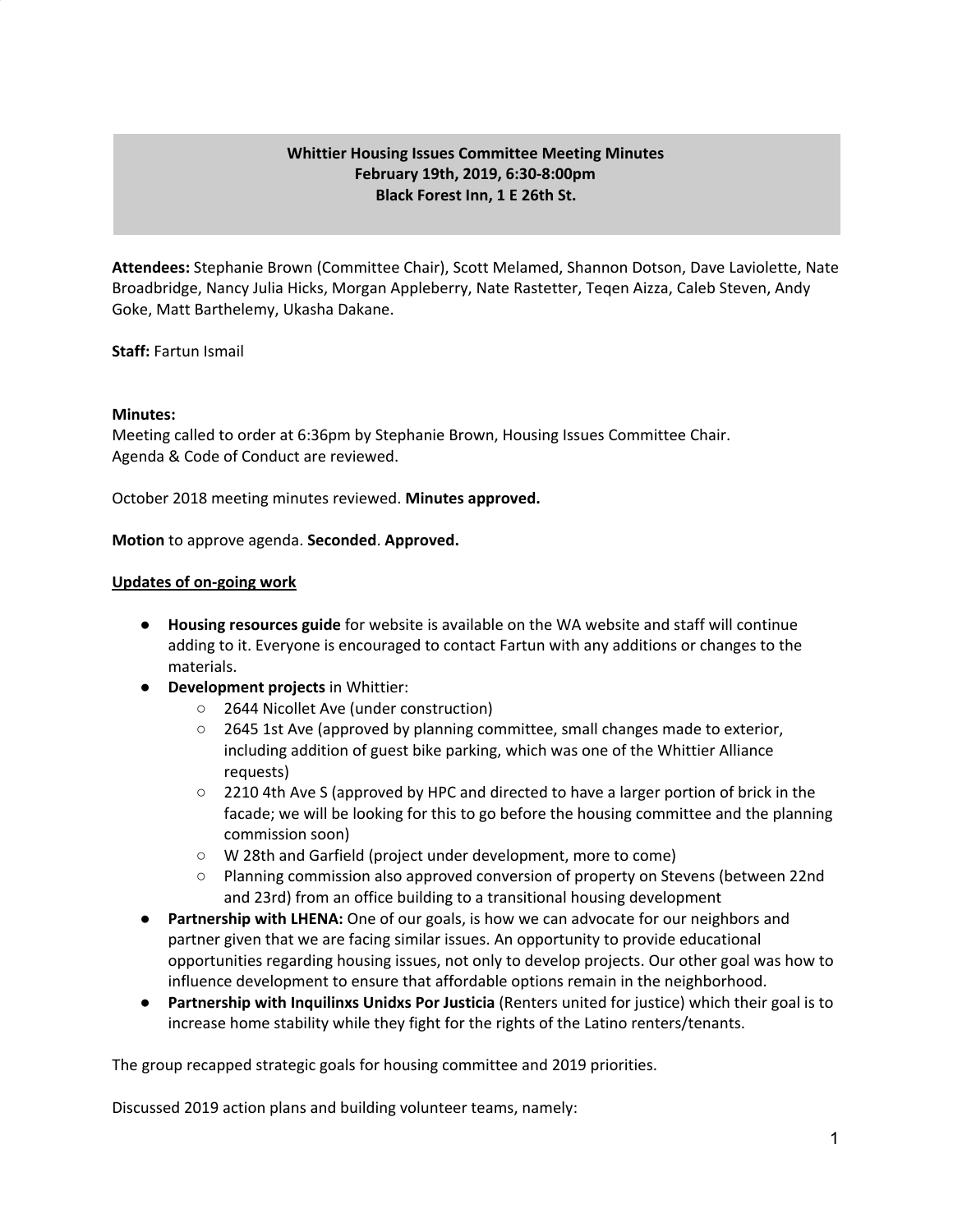**Whittier Housing Issues Committee Meeting Minutes**
**February 19th, 2019, 6:30-8:00pm**
**Black Forest Inn, 1 E 26th St.**

**Attendees:** Stephanie Brown (Committee Chair), Scott Melamed, Shannon Dotson, Dave Laviolette, Nate Broadbridge, Nancy Julia Hicks, Morgan Appleberry, Nate Rastetter, Teqen Aizza, Caleb Steven, Andy Goke, Matt Barthelemy, Ukasha Dakane.

**Staff:** Fartun Ismail

**Minutes:**
Meeting called to order at 6:36pm by Stephanie Brown, Housing Issues Committee Chair.
Agenda & Code of Conduct are reviewed.

October 2018 meeting minutes reviewed. **Minutes approved.**

**Motion** to approve agenda. **Seconded**. **Approved.**

<u>**Updates of on-going work**</u>

- **Housing resources guide** for website is available on the WA website and staff will continue adding to it. Everyone is encouraged to contact Fartun with any additions or changes to the materials.
- **Development projects** in Whittier:
  - 2644 Nicollet Ave (under construction)
  - 2645 1st Ave (approved by planning committee, small changes made to exterior, including addition of guest bike parking, which was one of the Whittier Alliance requests)
  - 2210 4th Ave S (approved by HPC and directed to have a larger portion of brick in the facade; we will be looking for this to go before the housing committee and the planning commission soon)
  - W 28th and Garfield (project under development, more to come)
  - Planning commission also approved conversion of property on Stevens (between 22nd and 23rd) from an office building to a transitional housing development
- **Partnership with LHENA:** One of our goals, is how we can advocate for our neighbors and partner given that we are facing similar issues. An opportunity to provide educational opportunities regarding housing issues, not only to develop projects. Our other goal was how to influence development to ensure that affordable options remain in the neighborhood.
- **Partnership with Inquilinxs Unidxs Por Justicia** (Renters united for justice) which their goal is to increase home stability while they fight for the rights of the Latino renters/tenants.

The group recapped strategic goals for housing committee and 2019 priorities.

Discussed 2019 action plans and building volunteer teams, namely: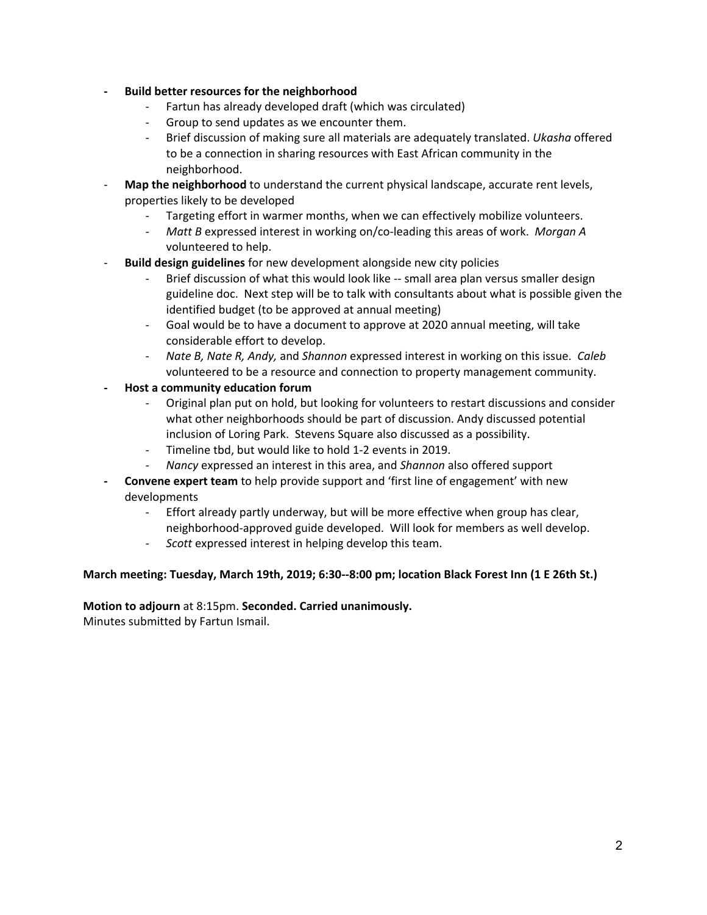- **Build better resources for the neighborhood**
  - Fartun has already developed draft (which was circulated)
  - Group to send updates as we encounter them.
  - Brief discussion of making sure all materials are adequately translated. *Ukasha* offered to be a connection in sharing resources with East African community in the neighborhood.
- **Map the neighborhood** to understand the current physical landscape, accurate rent levels, properties likely to be developed
  - Targeting effort in warmer months, when we can effectively mobilize volunteers.
  - *Matt B* expressed interest in working on/co-leading this areas of work. *Morgan A* volunteered to help.
- **Build design guidelines** for new development alongside new city policies
  - Brief discussion of what this would look like -- small area plan versus smaller design guideline doc. Next step will be to talk with consultants about what is possible given the identified budget (to be approved at annual meeting)
  - Goal would be to have a document to approve at 2020 annual meeting, will take considerable effort to develop.
  - *Nate B, Nate R, Andy,* and *Shannon* expressed interest in working on this issue. *Caleb* volunteered to be a resource and connection to property management community.
- **Host a community education forum**
  - Original plan put on hold, but looking for volunteers to restart discussions and consider what other neighborhoods should be part of discussion. Andy discussed potential inclusion of Loring Park. Stevens Square also discussed as a possibility.
  - Timeline tbd, but would like to hold 1-2 events in 2019.
  - *Nancy* expressed an interest in this area, and *Shannon* also offered support
- **Convene expert team** to help provide support and 'first line of engagement' with new developments
  - Effort already partly underway, but will be more effective when group has clear, neighborhood-approved guide developed. Will look for members as well develop.
  - *Scott* expressed interest in helping develop this team.

**March meeting: Tuesday, March 19th, 2019; 6:30--8:00 pm; location Black Forest Inn (1 E 26th St.)**

**Motion to adjourn** at 8:15pm. **Seconded. Carried unanimously.**
Minutes submitted by Fartun Ismail.